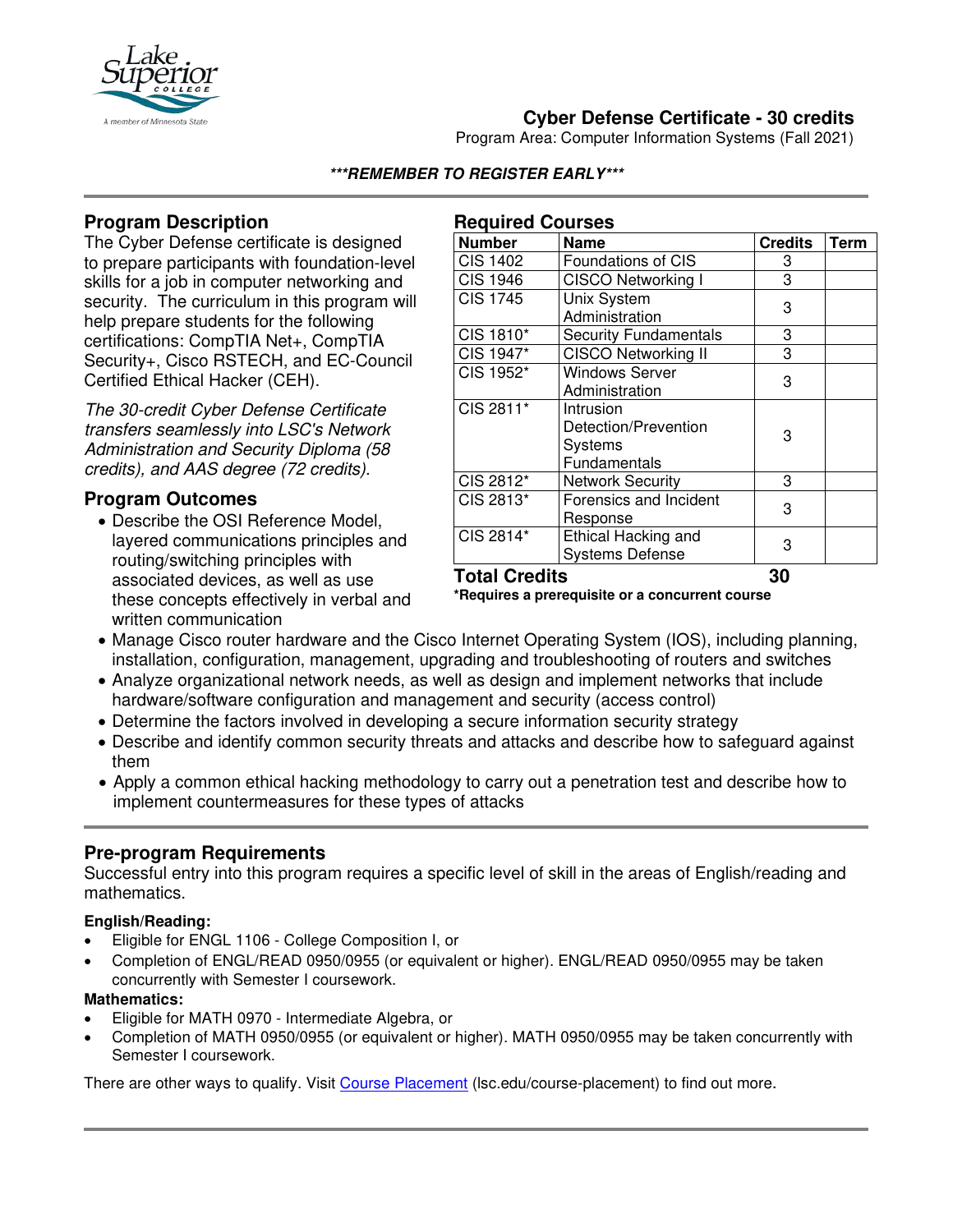# Cyber Defense Certificate - 30 credits

Program Area: Computer Information Systems (Fall 2021)

***REMEMBER TO REGISTER EARLY***

## Program Description

The Cyber Defense certificate is designed to prepare participants with foundation-level skills for a job in computer networking and security. The curriculum in this program will help prepare students for the following certifications: CompTIA Net+, CompTIA Security+, Cisco RSTECH, and EC-Council Certified Ethical Hacker (CEH).

*The 30-credit Cyber Defense Certificate transfers seamlessly into LSC's Network Administration and Security Diploma (58 credits), and AAS degree (72 credits).*

## Required Courses

| Number | Name | Credits | Term |
|---|---|---|---|
| CIS 1402 | Foundations of CIS | 3 | |
| CIS 1946 | CISCO Networking I | 3 | |
| CIS 1745 | Unix System Administration | 3 | |
| CIS 1810* | Security Fundamentals | 3 | |
| CIS 1947* | CISCO Networking II | 3 | |
| CIS 1952* | Windows Server Administration | 3 | |
| CIS 2811* | Intrusion Detection/Prevention Systems Fundamentals | 3 | |
| CIS 2812* | Network Security | 3 | |
| CIS 2813* | Forensics and Incident Response | 3 | |
| CIS 2814* | Ethical Hacking and Systems Defense | 3 | |
| **Total Credits** | | **30** | |

***Requires a prerequisite or a concurrent course**

## Program Outcomes

- Describe the OSI Reference Model, layered communications principles and routing/switching principles with associated devices, as well as use these concepts effectively in verbal and written communication
- Manage Cisco router hardware and the Cisco Internet Operating System (IOS), including planning, installation, configuration, management, upgrading and troubleshooting of routers and switches
- Analyze organizational network needs, as well as design and implement networks that include hardware/software configuration and management and security (access control)
- Determine the factors involved in developing a secure information security strategy
- Describe and identify common security threats and attacks and describe how to safeguard against them
- Apply a common ethical hacking methodology to carry out a penetration test and describe how to implement countermeasures for these types of attacks

## Pre-program Requirements

Successful entry into this program requires a specific level of skill in the areas of English/reading and mathematics.

**English/Reading:**

- Eligible for ENGL 1106 - College Composition I, or
- Completion of ENGL/READ 0950/0955 (or equivalent or higher). ENGL/READ 0950/0955 may be taken concurrently with Semester I coursework.

**Mathematics:**

- Eligible for MATH 0970 - Intermediate Algebra, or
- Completion of MATH 0950/0955 (or equivalent or higher). MATH 0950/0955 may be taken concurrently with Semester I coursework.

There are other ways to qualify. Visit Course Placement (lsc.edu/course-placement) to find out more.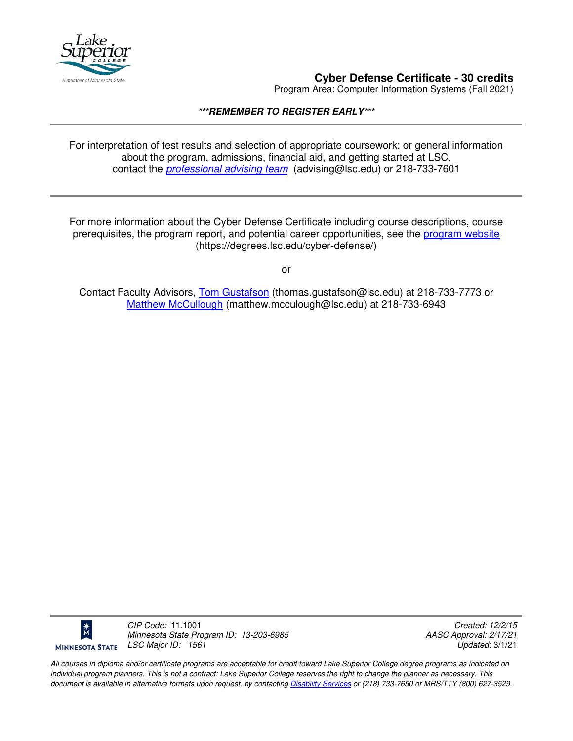## Cyber Defense Certificate - 30 credits

Program Area: Computer Information Systems (Fall 2021)

***REMEMBER TO REGISTER EARLY***

---

For interpretation of test results and selection of appropriate coursework; or general information about the program, admissions, financial aid, and getting started at LSC, contact the *professional advising team* (advising@lsc.edu) or 218-733-7601

---

For more information about the Cyber Defense Certificate including course descriptions, course prerequisites, the program report, and potential career opportunities, see the program website (https://degrees.lsc.edu/cyber-defense/)

or

Contact Faculty Advisors, Tom Gustafson (thomas.gustafson@lsc.edu) at 218-733-7773 or Matthew McCullough (matthew.mcculough@lsc.edu) at 218-733-6943

---

*CIP Code:* 11.1001
*Minnesota State Program ID: 13-203-6985*
*LSC Major ID: 1561*

*Created: 12/2/15*
*AASC Approval: 2/17/21*
*Updated*: 3/1/21

*All courses in diploma and/or certificate programs are acceptable for credit toward Lake Superior College degree programs as indicated on individual program planners. This is not a contract; Lake Superior College reserves the right to change the planner as necessary. This document is available in alternative formats upon request, by contacting Disability Services or (218) 733-7650 or MRS/TTY (800) 627-3529.*